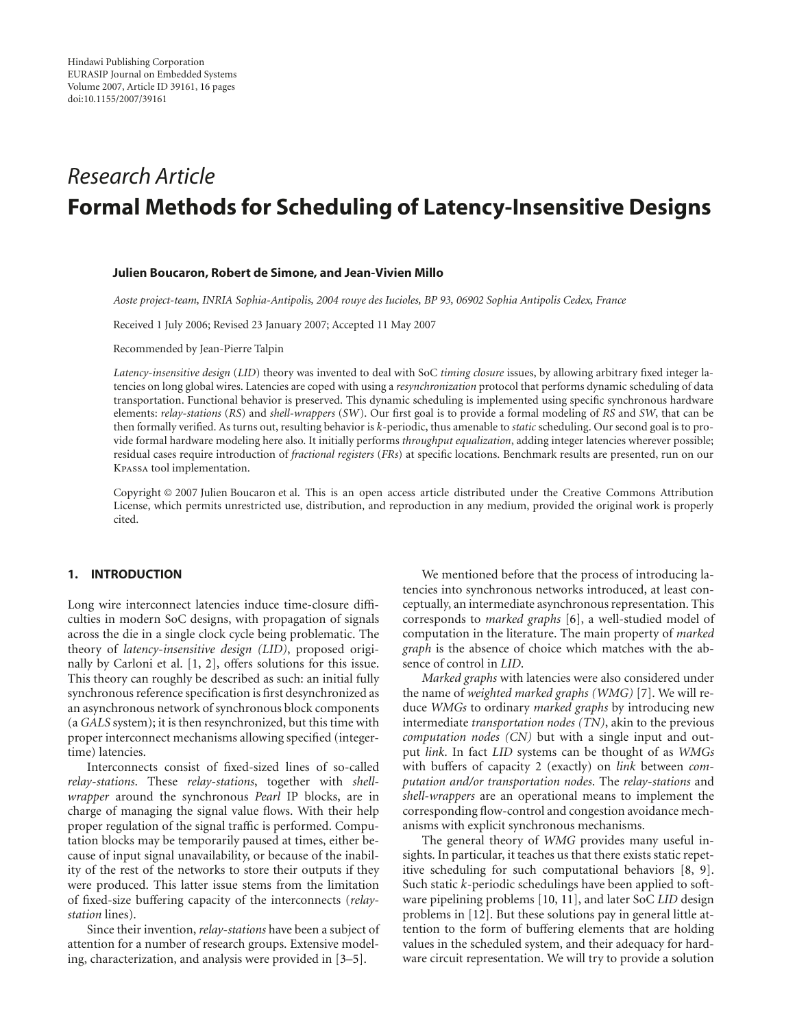Hindawi Publishing Corporation
EURASIP Journal on Embedded Systems
Volume 2007, Article ID 39161, 16 pages
doi:10.1155/2007/39161

*Research Article*

# Formal Methods for Scheduling of Latency-Insensitive Designs

**Julien Boucaron, Robert de Simone, and Jean-Vivien Millo**

*Aoste project-team, INRIA Sophia-Antipolis, 2004 rouye des Iucioles, BP 93, 06902 Sophia Antipolis Cedex, France*

Received 1 July 2006; Revised 23 January 2007; Accepted 11 May 2007

Recommended by Jean-Pierre Talpin

*Latency-insensitive design* (*LID*) theory was invented to deal with SoC *timing closure* issues, by allowing arbitrary fixed integer latencies on long global wires. Latencies are coped with using a *resynchronization* protocol that performs dynamic scheduling of data transportation. Functional behavior is preserved. This dynamic scheduling is implemented using specific synchronous hardware elements: *relay-stations* (*RS*) and *shell-wrappers* (*SW*). Our first goal is to provide a formal modeling of *RS* and *SW*, that can be then formally verified. As turns out, resulting behavior is *k*-periodic, thus amenable to *static* scheduling. Our second goal is to provide formal hardware modeling here also. It initially performs *throughput equalization*, adding integer latencies wherever possible; residual cases require introduction of *fractional registers* (*FRs*) at specific locations. Benchmark results are presented, run on our Kpassa tool implementation.

Copyright © 2007 Julien Boucaron et al. This is an open access article distributed under the Creative Commons Attribution License, which permits unrestricted use, distribution, and reproduction in any medium, provided the original work is properly cited.

## 1. INTRODUCTION

Long wire interconnect latencies induce time-closure difficulties in modern SoC designs, with propagation of signals across the die in a single clock cycle being problematic. The theory of *latency-insensitive design (LID)*, proposed originally by Carloni et al. [1, 2], offers solutions for this issue. This theory can roughly be described as such: an initial fully synchronous reference specification is first desynchronized as an asynchronous network of synchronous block components (a *GALS* system); it is then resynchronized, but this time with proper interconnect mechanisms allowing specified (integer-time) latencies.

Interconnects consist of fixed-sized lines of so-called *relay-stations*. These *relay-stations*, together with *shell-wrapper* around the synchronous *Pearl* IP blocks, are in charge of managing the signal value flows. With their help proper regulation of the signal traffic is performed. Computation blocks may be temporarily paused at times, either because of input signal unavailability, or because of the inability of the rest of the networks to store their outputs if they were produced. This latter issue stems from the limitation of fixed-size buffering capacity of the interconnects (*relay-station* lines).

Since their invention, *relay-stations* have been a subject of attention for a number of research groups. Extensive modeling, characterization, and analysis were provided in [3–5].

We mentioned before that the process of introducing latencies into synchronous networks introduced, at least conceptually, an intermediate asynchronous representation. This corresponds to *marked graphs* [6], a well-studied model of computation in the literature. The main property of *marked graph* is the absence of choice which matches with the absence of control in *LID*.

*Marked graphs* with latencies were also considered under the name of *weighted marked graphs (WMG)* [7]. We will reduce *WMGs* to ordinary *marked graphs* by introducing new intermediate *transportation nodes (TN)*, akin to the previous *computation nodes (CN)* but with a single input and output *link*. In fact *LID* systems can be thought of as *WMGs* with buffers of capacity 2 (exactly) on *link* between *computation and/or transportation nodes*. The *relay-stations* and *shell-wrappers* are an operational means to implement the corresponding flow-control and congestion avoidance mechanisms with explicit synchronous mechanisms.

The general theory of *WMG* provides many useful insights. In particular, it teaches us that there exists static repetitive scheduling for such computational behaviors [8, 9]. Such static *k*-periodic schedulings have been applied to software pipelining problems [10, 11], and later SoC *LID* design problems in [12]. But these solutions pay in general little attention to the form of buffering elements that are holding values in the scheduled system, and their adequacy for hardware circuit representation. We will try to provide a solution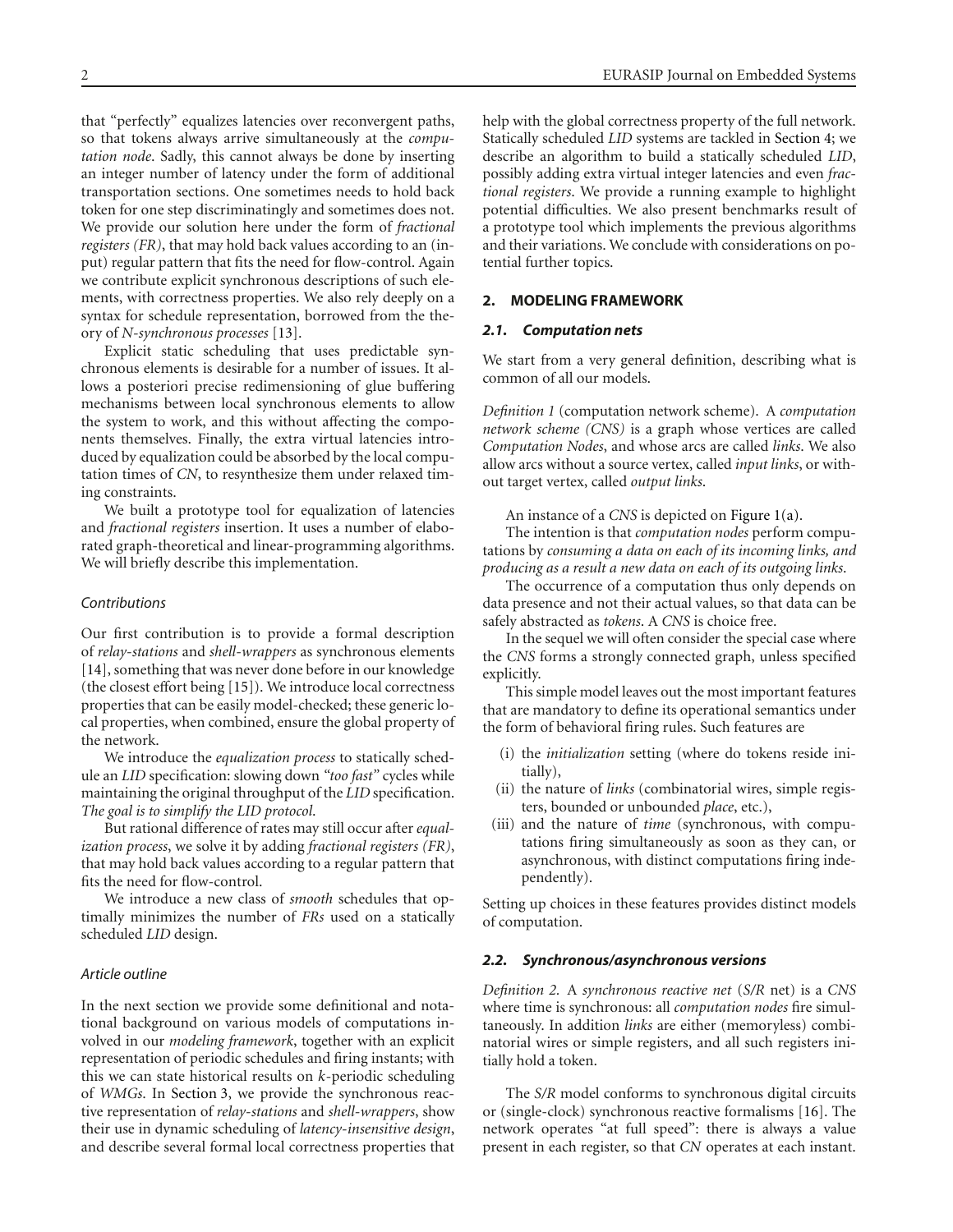that "perfectly" equalizes latencies over reconvergent paths, so that tokens always arrive simultaneously at the *computation node*. Sadly, this cannot always be done by inserting an integer number of latency under the form of additional transportation sections. One sometimes needs to hold back token for one step discriminatingly and sometimes does not. We provide our solution here under the form of *fractional registers (FR)*, that may hold back values according to an (input) regular pattern that fits the need for flow-control. Again we contribute explicit synchronous descriptions of such elements, with correctness properties. We also rely deeply on a syntax for schedule representation, borrowed from the theory of *N-synchronous processes* [13].

Explicit static scheduling that uses predictable synchronous elements is desirable for a number of issues. It allows a posteriori precise redimensioning of glue buffering mechanisms between local synchronous elements to allow the system to work, and this without affecting the components themselves. Finally, the extra virtual latencies introduced by equalization could be absorbed by the local computation times of *CN*, to resynthesize them under relaxed timing constraints.

We built a prototype tool for equalization of latencies and *fractional registers* insertion. It uses a number of elaborated graph-theoretical and linear-programming algorithms. We will briefly describe this implementation.

### *Contributions*

Our first contribution is to provide a formal description of *relay-stations* and *shell-wrappers* as synchronous elements [14], something that was never done before in our knowledge (the closest effort being [15]). We introduce local correctness properties that can be easily model-checked; these generic local properties, when combined, ensure the global property of the network.

We introduce the *equalization process* to statically schedule an *LID* specification: slowing down *"too fast"* cycles while maintaining the original throughput of the *LID* specification. *The goal is to simplify the LID protocol*.

But rational difference of rates may still occur after *equalization process*, we solve it by adding *fractional registers (FR)*, that may hold back values according to a regular pattern that fits the need for flow-control.

We introduce a new class of *smooth* schedules that optimally minimizes the number of *FRs* used on a statically scheduled *LID* design.

### *Article outline*

In the next section we provide some definitional and notational background on various models of computations involved in our *modeling framework*, together with an explicit representation of periodic schedules and firing instants; with this we can state historical results on *k*-periodic scheduling of *WMGs*. In Section 3, we provide the synchronous reactive representation of *relay-stations* and *shell-wrappers*, show their use in dynamic scheduling of *latency-insensitive design*, and describe several formal local correctness properties that help with the global correctness property of the full network. Statically scheduled *LID* systems are tackled in Section 4; we describe an algorithm to build a statically scheduled *LID*, possibly adding extra virtual integer latencies and even *fractional registers*. We provide a running example to highlight potential difficulties. We also present benchmarks result of a prototype tool which implements the previous algorithms and their variations. We conclude with considerations on potential further topics.

## 2. MODELING FRAMEWORK

### *2.1. Computation nets*

We start from a very general definition, describing what is common of all our models.

*Definition 1* (computation network scheme). A *computation network scheme (CNS)* is a graph whose vertices are called *Computation Nodes*, and whose arcs are called *links*. We also allow arcs without a source vertex, called *input links*, or without target vertex, called *output links*.

An instance of a *CNS* is depicted on Figure 1(a).

The intention is that *computation nodes* perform computations by *consuming a data on each of its incoming links, and producing as a result a new data on each of its outgoing links*.

The occurrence of a computation thus only depends on data presence and not their actual values, so that data can be safely abstracted as *tokens*. A *CNS* is choice free.

In the sequel we will often consider the special case where the *CNS* forms a strongly connected graph, unless specified explicitly.

This simple model leaves out the most important features that are mandatory to define its operational semantics under the form of behavioral firing rules. Such features are

(i) the *initialization* setting (where do tokens reside initially),
(ii) the nature of *links* (combinatorial wires, simple registers, bounded or unbounded *place*, etc.),
(iii) and the nature of *time* (synchronous, with computations firing simultaneously as soon as they can, or asynchronous, with distinct computations firing independently).

Setting up choices in these features provides distinct models of computation.

### *2.2. Synchronous/asynchronous versions*

*Definition 2.* A *synchronous reactive net* (*S/R* net) is a *CNS* where time is synchronous: all *computation nodes* fire simultaneously. In addition *links* are either (memoryless) combinatorial wires or simple registers, and all such registers initially hold a token.

The *S/R* model conforms to synchronous digital circuits or (single-clock) synchronous reactive formalisms [16]. The network operates "at full speed": there is always a value present in each register, so that *CN* operates at each instant.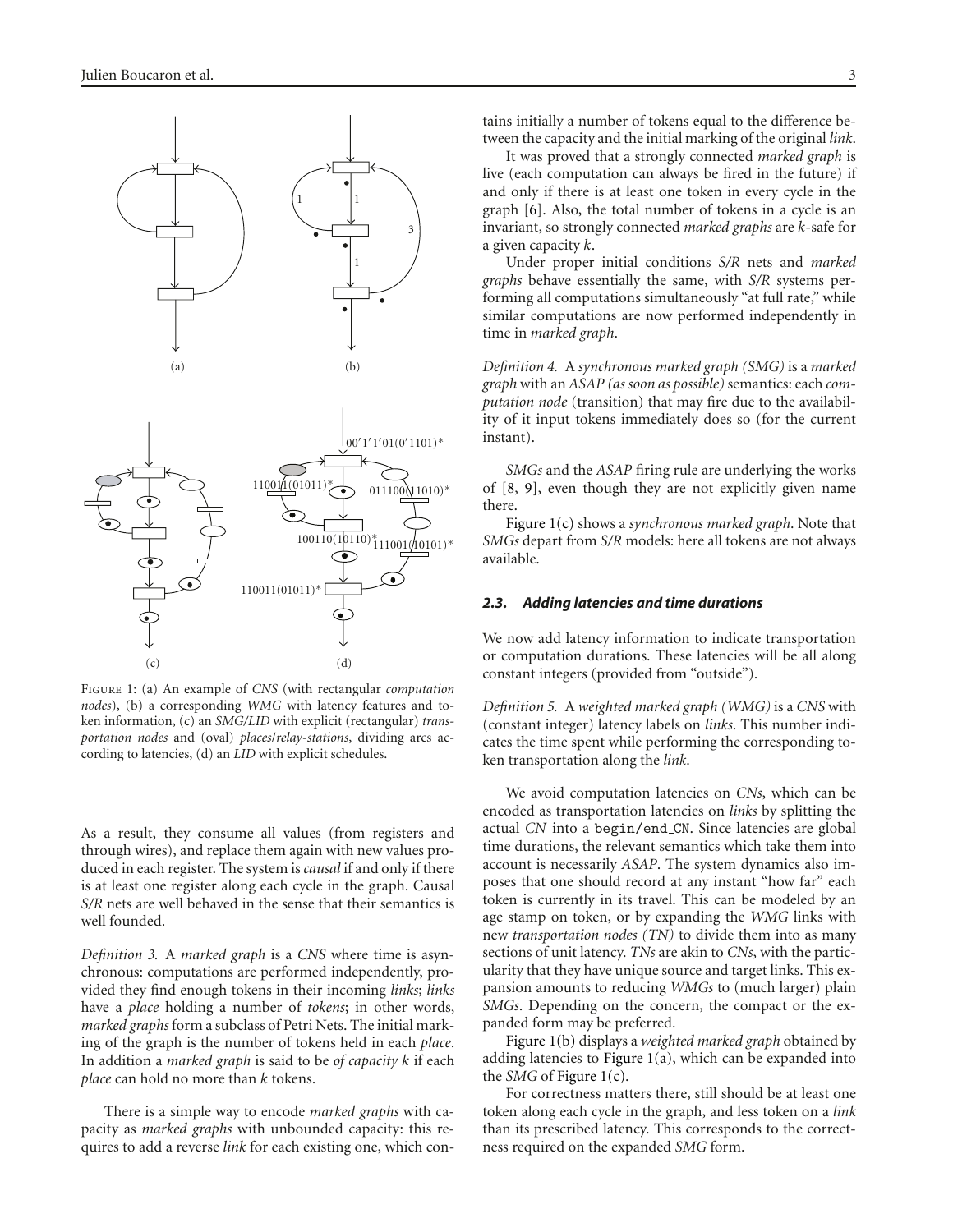(a)

(b)

1 1 3 1

(c)

(d)

00′1′1′01(0′1101)*

11001(01011)*

011100(11010)*

100110(10110)*

111001(10101)*

110011(01011)*

Figure 1: (a) An example of *CNS* (with rectangular *computation nodes*), (b) a corresponding *WMG* with latency features and token information, (c) an *SMG/LID* with explicit (rectangular) *transportation nodes* and (oval) *places*/*relay-stations*, dividing arcs according to latencies, (d) an *LID* with explicit schedules.

As a result, they consume all values (from registers and through wires), and replace them again with new values produced in each register. The system is *causal* if and only if there is at least one register along each cycle in the graph. Causal *S/R* nets are well behaved in the sense that their semantics is well founded.

*Definition 3.* A *marked graph* is a *CNS* where time is asynchronous: computations are performed independently, provided they find enough tokens in their incoming *links*; *links* have a *place* holding a number of *tokens*; in other words, *marked graphs* form a subclass of Petri Nets. The initial marking of the graph is the number of tokens held in each *place*. In addition a *marked graph* is said to be *of capacity k* if each *place* can hold no more than *k* tokens.

There is a simple way to encode *marked graphs* with capacity as *marked graphs* with unbounded capacity: this requires to add a reverse *link* for each existing one, which contains initially a number of tokens equal to the difference between the capacity and the initial marking of the original *link*.

It was proved that a strongly connected *marked graph* is live (each computation can always be fired in the future) if and only if there is at least one token in every cycle in the graph [6]. Also, the total number of tokens in a cycle is an invariant, so strongly connected *marked graphs* are *k*-safe for a given capacity *k*.

Under proper initial conditions *S/R* nets and *marked graphs* behave essentially the same, with *S/R* systems performing all computations simultaneously "at full rate," while similar computations are now performed independently in time in *marked graph*.

*Definition 4.* A *synchronous marked graph (SMG)* is a *marked graph* with an *ASAP (as soon as possible)* semantics: each *computation node* (transition) that may fire due to the availability of it input tokens immediately does so (for the current instant).

*SMGs* and the *ASAP* firing rule are underlying the works of [8, 9], even though they are not explicitly given name there.

Figure 1(c) shows a *synchronous marked graph*. Note that *SMGs* depart from *S/R* models: here all tokens are not always available.

### 2.3. Adding latencies and time durations

We now add latency information to indicate transportation or computation durations. These latencies will be all along constant integers (provided from "outside").

*Definition 5.* A *weighted marked graph (WMG)* is a *CNS* with (constant integer) latency labels on *links*. This number indicates the time spent while performing the corresponding token transportation along the *link*.

We avoid computation latencies on *CNs*, which can be encoded as transportation latencies on *links* by splitting the actual *CN* into a `begin/end_CN`. Since latencies are global time durations, the relevant semantics which take them into account is necessarily *ASAP*. The system dynamics also imposes that one should record at any instant "how far" each token is currently in its travel. This can be modeled by an age stamp on token, or by expanding the *WMG* links with new *transportation nodes (TN)* to divide them into as many sections of unit latency. *TNs* are akin to *CNs*, with the particularity that they have unique source and target links. This expansion amounts to reducing *WMGs* to (much larger) plain *SMGs*. Depending on the concern, the compact or the expanded form may be preferred.

Figure 1(b) displays a *weighted marked graph* obtained by adding latencies to Figure 1(a), which can be expanded into the *SMG* of Figure 1(c).

For correctness matters there, still should be at least one token along each cycle in the graph, and less token on a *link* than its prescribed latency. This corresponds to the correctness required on the expanded *SMG* form.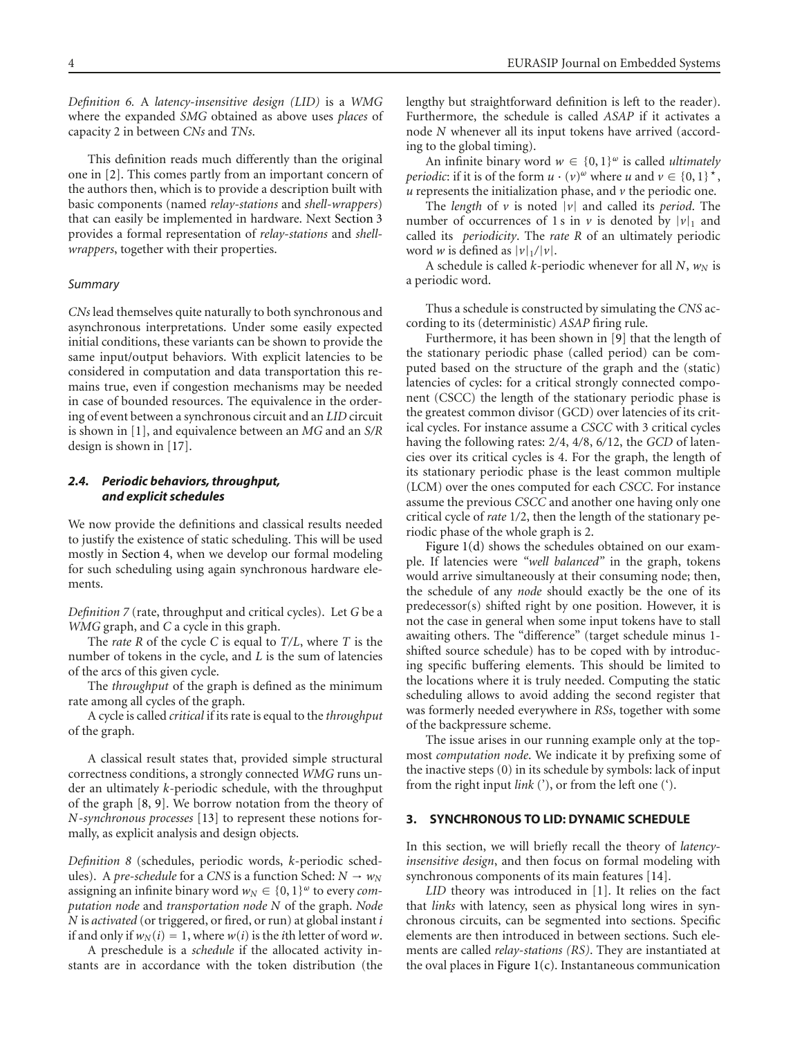*Definition 6.* A *latency-insensitive design (LID)* is a *WMG* where the expanded *SMG* obtained as above uses *places* of capacity 2 in between *CNs* and *TNs*.

This definition reads much differently than the original one in [2]. This comes partly from an important concern of the authors then, which is to provide a description built with basic components (named *relay-stations* and *shell-wrappers*) that can easily be implemented in hardware. Next Section 3 provides a formal representation of *relay-stations* and *shell-wrappers*, together with their properties.

*Summary*

*CNs* lead themselves quite naturally to both synchronous and asynchronous interpretations. Under some easily expected initial conditions, these variants can be shown to provide the same input/output behaviors. With explicit latencies to be considered in computation and data transportation this remains true, even if congestion mechanisms may be needed in case of bounded resources. The equivalence in the ordering of event between a synchronous circuit and an *LID* circuit is shown in [1], and equivalence between an *MG* and an *S/R* design is shown in [17].

### 2.4. Periodic behaviors, throughput, and explicit schedules

We now provide the definitions and classical results needed to justify the existence of static scheduling. This will be used mostly in Section 4, when we develop our formal modeling for such scheduling using again synchronous hardware elements.

*Definition 7* (rate, throughput and critical cycles). Let $G$ be a *WMG* graph, and $C$ a cycle in this graph.

The *rate* $R$ of the cycle $C$ is equal to $T/L$, where $T$ is the number of tokens in the cycle, and $L$ is the sum of latencies of the arcs of this given cycle.

The *throughput* of the graph is defined as the minimum rate among all cycles of the graph.

A cycle is called *critical* if its rate is equal to the *throughput* of the graph.

A classical result states that, provided simple structural correctness conditions, a strongly connected *WMG* runs under an ultimately $k$-periodic schedule, with the throughput of the graph [8, 9]. We borrow notation from the theory of $N$*-synchronous processes* [13] to represent these notions formally, as explicit analysis and design objects.

*Definition 8* (schedules, periodic words, $k$-periodic schedules). A *pre-schedule* for a *CNS* is a function Sched: $N \rightarrow w_N$ assigning an infinite binary word $w_N \in \{0,1\}^\omega$ to every *computation node* and *transportation node* $N$ of the graph. *Node* $N$ is *activated* (or triggered, or fired, or run) at global instant $i$ if and only if $w_N(i) = 1$, where $w(i)$ is the $i$th letter of word $w$.

A preschedule is a *schedule* if the allocated activity instants are in accordance with the token distribution (the lengthy but straightforward definition is left to the reader). Furthermore, the schedule is called *ASAP* if it activates a node $N$ whenever all its input tokens have arrived (according to the global timing).

An infinite binary word $w \in \{0,1\}^\omega$ is called *ultimately periodic*: if it is of the form $u \cdot (v)^\omega$ where $u$ and $v \in \{0,1\}^\star$, $u$ represents the initialization phase, and $v$ the periodic one.

The *length* of $v$ is noted $|v|$ and called its *period*. The number of occurrences of 1 s in $v$ is denoted by $|v|_1$ and called its *periodicity*. The *rate* $R$ of an ultimately periodic word $w$ is defined as $|v|_1/|v|$.

A schedule is called $k$-periodic whenever for all $N$, $w_N$ is a periodic word.

Thus a schedule is constructed by simulating the *CNS* according to its (deterministic) *ASAP* firing rule.

Furthermore, it has been shown in [9] that the length of the stationary periodic phase (called period) can be computed based on the structure of the graph and the (static) latencies of cycles: for a critical strongly connected component (CSCC) the length of the stationary periodic phase is the greatest common divisor (GCD) over latencies of its critical cycles. For instance assume a *CSCC* with 3 critical cycles having the following rates: 2/4, 4/8, 6/12, the *GCD* of latencies over its critical cycles is 4. For the graph, the length of its stationary periodic phase is the least common multiple (LCM) over the ones computed for each *CSCC*. For instance assume the previous *CSCC* and another one having only one critical cycle of *rate* 1/2, then the length of the stationary periodic phase of the whole graph is 2.

Figure 1(d) shows the schedules obtained on our example. If latencies were *"well balanced"* in the graph, tokens would arrive simultaneously at their consuming node; then, the schedule of any *node* should exactly be the one of its predecessor(s) shifted right by one position. However, it is not the case in general when some input tokens have to stall awaiting others. The "difference" (target schedule minus 1-shifted source schedule) has to be coped with by introducing specific buffering elements. This should be limited to the locations where it is truly needed. Computing the static scheduling allows to avoid adding the second register that was formerly needed everywhere in *RSs*, together with some of the backpressure scheme.

The issue arises in our running example only at the topmost *computation node*. We indicate it by prefixing some of the inactive steps (0) in its schedule by symbols: lack of input from the right input *link* ('), or from the left one (‘).

## 3. SYNCHRONOUS TO LID: DYNAMIC SCHEDULE

In this section, we will briefly recall the theory of *latency-insensitive design*, and then focus on formal modeling with synchronous components of its main features [14].

*LID* theory was introduced in [1]. It relies on the fact that *links* with latency, seen as physical long wires in synchronous circuits, can be segmented into sections. Specific elements are then introduced in between sections. Such elements are called *relay-stations (RS)*. They are instantiated at the oval places in Figure 1(c). Instantaneous communication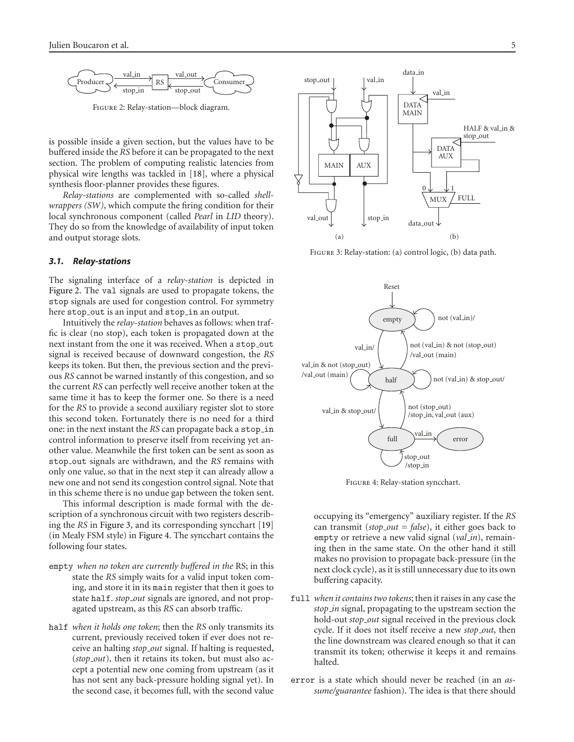Figure 2: Relay-station—block diagram.

is possible inside a given section, but the values have to be buffered inside the *RS* before it can be propagated to the next section. The problem of computing realistic latencies from physical wire lengths was tackled in [18], where a physical synthesis floor-planner provides these figures.

*Relay-stations* are complemented with so-called *shell-wrappers (SW)*, which compute the firing condition for their local synchronous component (called *Pearl* in *LID* theory). They do so from the knowledge of availability of input token and output storage slots.

### 3.1. Relay-stations

The signaling interface of a *relay-station* is depicted in Figure 2. The val signals are used to propagate tokens, the stop signals are used for congestion control. For symmetry here stop_out is an input and stop_in an output.

Intuitively the *relay-station* behaves as follows: when traffic is clear (no stop), each token is propagated down at the next instant from the one it was received. When a stop_out signal is received because of downward congestion, the *RS* keeps its token. But then, the previous section and the previous *RS* cannot be warned instantly of this congestion, and so the current *RS* can perfectly well receive another token at the same time it has to keep the former one. So there is a need for the *RS* to provide a second auxiliary register slot to store this second token. Fortunately there is no need for a third one: in the next instant the *RS* can propagate back a stop_in control information to preserve itself from receiving yet another value. Meanwhile the first token can be sent as soon as stop_out signals are withdrawn, and the *RS* remains with only one value, so that in the next step it can already allow a new one and not send its congestion control signal. Note that in this scheme there is no undue gap between the token sent.

This informal description is made formal with the description of a synchronous circuit with two registers describing the *RS* in Figure 3, and its corresponding syncchart [19] (in Mealy FSM style) in Figure 4. The syncchart contains the following four states.

- empty *when no token are currently buffered in the* RS; in this state the *RS* simply waits for a valid input token coming, and store it in its main register that then it goes to state half. *stop_out* signals are ignored, and not propagated upstream, as this *RS* can absorb traffic.
- half *when it holds one token*; then the *RS* only transmits its current, previously received token if ever does not receive an halting *stop_out* signal. If halting is requested, (*stop_out*), then it retains its token, but must also accept a potential new one coming from upstream (as it has not sent any back-pressure holding signal yet). In the second case, it becomes full, with the second value occupying its "emergency" auxiliary register. If the *RS* can transmit (*stop_out* = *false*), it either goes back to empty or retrieve a new valid signal (*val_in*), remaining then in the same state. On the other hand it still makes no provision to propagate back-pressure (in the next clock cycle), as it is still unnecessary due to its own buffering capacity.
- full *when it contains two tokens*; then it raises in any case the *stop_in* signal, propagating to the upstream section the hold-out *stop_out* signal received in the previous clock cycle. If it does not itself receive a new *stop_out*, then the line downstream was cleared enough so that it can transmit its token; otherwise it keeps it and remains halted.
- error is a state which should never be reached (in an *assume/guarantee* fashion). The idea is that there should

Figure 3: Relay-station: (a) control logic, (b) data path.

Figure 4: Relay-station syncchart.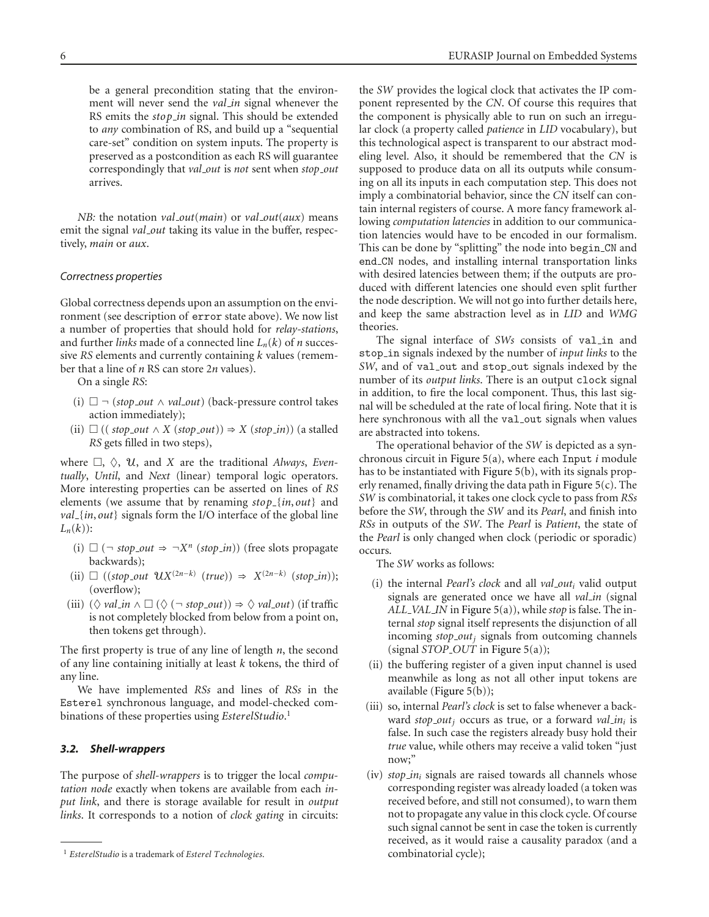be a general precondition stating that the environment will never send the *val_in* signal whenever the RS emits the *stop_in* signal. This should be extended to *any* combination of RS, and build up a "sequential care-set" condition on system inputs. The property is preserved as a postcondition as each RS will guarantee correspondingly that *val_out* is *not* sent when *stop_out* arrives.

*NB:* the notation *val_out*(*main*) or *val_out*(*aux*) means emit the signal *val_out* taking its value in the buffer, respectively, *main* or *aux*.

#### *Correctness properties*

Global correctness depends upon an assumption on the environment (see description of `error` state above). We now list a number of properties that should hold for *relay-stations*, and further *links* made of a connected line $L_n(k)$ of $n$ successive *RS* elements and currently containing $k$ values (remember that a line of $n$ RS can store $2n$ values).

On a single *RS*:

(i) $\square \neg (stop\_out \wedge val\_out)$ (back-pressure control takes action immediately);

(ii) $\square ((stop\_out \wedge X (stop\_out)) \Rightarrow X (stop\_in))$ (a stalled *RS* gets filled in two steps),

where $\square$, $\lozenge$, $\mathcal{U}$, and $X$ are the traditional *Always*, *Eventually*, *Until*, and *Next* (linear) temporal logic operators. More interesting properties can be asserted on lines of *RS* elements (we assume that by renaming $stop\_\{in, out\}$ and $val\_\{in, out\}$ signals form the I/O interface of the global line $L_n(k)$):

(i) $\square (\neg\ stop\_out \Rightarrow \neg X^n\ (stop\_in))$ (free slots propagate backwards);

(ii) $\square\ ((stop\_out\ \mathcal{U} X^{(2n-k)}\ (true)) \Rightarrow X^{(2n-k)}\ (stop\_in))$; (overflow);

(iii) $(\lozenge\ val\_in \wedge \square\ (\lozenge\ (\neg\ stop\_out)) \Rightarrow \lozenge\ val\_out)$ (if traffic is not completely blocked from below from a point on, then tokens get through).

The first property is true of any line of length $n$, the second of any line containing initially at least $k$ tokens, the third of any line.

We have implemented *RSs* and lines of *RSs* in the `Esterel` synchronous language, and model-checked combinations of these properties using *EsterelStudio*.[1]

### *3.2. Shell-wrappers*

The purpose of *shell-wrappers* is to trigger the local *computation node* exactly when tokens are available from each *input link*, and there is storage available for result in *output links*. It corresponds to a notion of *clock gating* in circuits: the *SW* provides the logical clock that activates the IP component represented by the *CN*. Of course this requires that the component is physically able to run on such an irregular clock (a property called *patience* in *LID* vocabulary), but this technological aspect is transparent to our abstract modeling level. Also, it should be remembered that the *CN* is supposed to produce data on all its outputs while consuming on all its inputs in each computation step. This does not imply a combinatorial behavior, since the *CN* itself can contain internal registers of course. A more fancy framework allowing *computation latencies* in addition to our communication latencies would have to be encoded in our formalism. This can be done by "splitting" the node into `begin_CN` and `end_CN` nodes, and installing internal transportation links with desired latencies between them; if the outputs are produced with different latencies one should even split further the node description. We will not go into further details here, and keep the same abstraction level as in *LID* and *WMG* theories.

The signal interface of *SWs* consists of `val_in` and `stop_in` signals indexed by the number of *input links* to the *SW*, and of `val_out` and `stop_out` signals indexed by the number of its *output links*. There is an output `clock` signal in addition, to fire the local component. Thus, this last signal will be scheduled at the rate of local firing. Note that it is here synchronous with all the `val_out` signals when values are abstracted into tokens.

The operational behavior of the *SW* is depicted as a synchronous circuit in Figure 5(a), where each `Input` *i* module has to be instantiated with Figure 5(b), with its signals properly renamed, finally driving the data path in Figure 5(c). The *SW* is combinatorial, it takes one clock cycle to pass from *RSs* before the *SW*, through the *SW* and its *Pearl*, and finish into *RSs* in outputs of the *SW*. The *Pearl* is *Patient*, the state of the *Pearl* is only changed when clock (periodic or sporadic) occurs.

The *SW* works as follows:

(i) the internal *Pearl's clock* and all $val\_out_i$ valid output signals are generated once we have all *val_in* (signal *ALL_VAL_IN* in Figure 5(a)), while *stop* is false. The internal *stop* signal itself represents the disjunction of all incoming $stop\_out_j$ signals from outcoming channels (signal *STOP_OUT* in Figure 5(a));

(ii) the buffering register of a given input channel is used meanwhile as long as not all other input tokens are available (Figure 5(b));

(iii) so, internal *Pearl's clock* is set to false whenever a backward $stop\_out_j$ occurs as true, or a forward $val\_in_i$ is false. In such case the registers already busy hold their *true* value, while others may receive a valid token "just now;"

(iv) $stop\_in_i$ signals are raised towards all channels whose corresponding register was already loaded (a token was received before, and still not consumed), to warn them not to propagate any value in this clock cycle. Of course such signal cannot be sent in case the token is currently received, as it would raise a causality paradox (and a combinatorial cycle);

[1] *EsterelStudio* is a trademark of *Esterel Technologies*.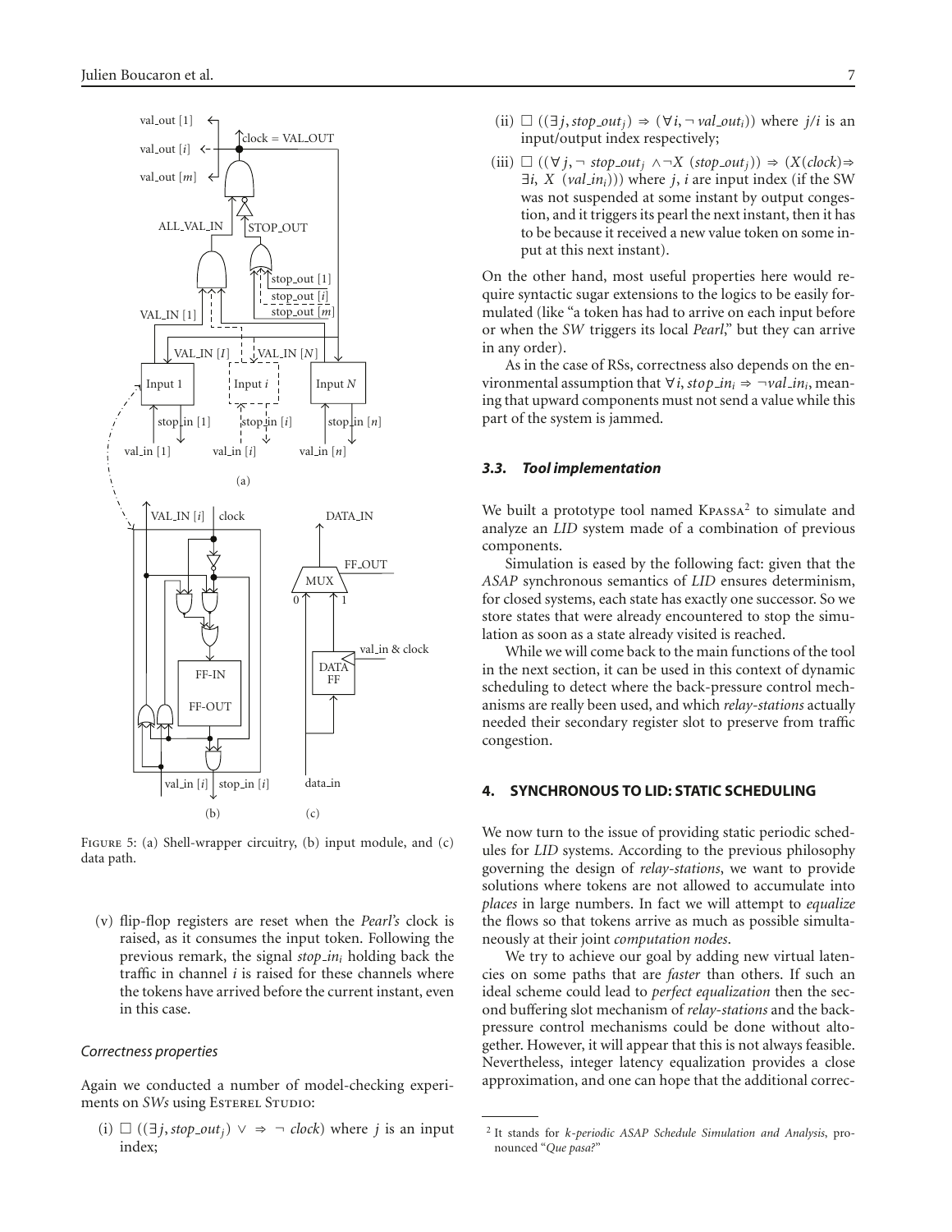Figure 5: (a) Shell-wrapper circuitry, (b) input module, and (c) data path.

(v) flip-flop registers are reset when the *Pearl's* clock is raised, as it consumes the input token. Following the previous remark, the signal $stop\_in_i$ holding back the traffic in channel $i$ is raised for these channels where the tokens have arrived before the current instant, even in this case.

*Correctness properties*

Again we conducted a number of model-checking experiments on *SWs* using Esterel Studio:

(i) $\square\ ((\exists j, stop\_out_j) \vee \Rightarrow \neg\ clock)$ where $j$ is an input index;

(ii) $\square\ ((\exists j, stop\_out_j) \Rightarrow (\forall i, \neg\ val\_out_i))$ where $j/i$ is an input/output index respectively;

(iii) $\square\ ((\forall j, \neg\ stop\_out_j\ \wedge \neg X\ (stop\_out_j)) \Rightarrow (X(clock) \Rightarrow \exists i,\ X\ (val\_in_i)))$ where $j$, $i$ are input index (if the SW was not suspended at some instant by output congestion, and it triggers its pearl the next instant, then it has to be because it received a new value token on some input at this next instant).

On the other hand, most useful properties here would require syntactic sugar extensions to the logics to be easily formulated (like "a token has had to arrive on each input before or when the *SW* triggers its local *Pearl*," but they can arrive in any order).

As in the case of RSs, correctness also depends on the environmental assumption that $\forall i, stop\_in_i \Rightarrow \neg val\_in_i$, meaning that upward components must not send a value while this part of the system is jammed.

### 3.3. Tool implementation

We built a prototype tool named Kpassa[2] to simulate and analyze an *LID* system made of a combination of previous components.

Simulation is eased by the following fact: given that the *ASAP* synchronous semantics of *LID* ensures determinism, for closed systems, each state has exactly one successor. So we store states that were already encountered to stop the simulation as soon as a state already visited is reached.

While we will come back to the main functions of the tool in the next section, it can be used in this context of dynamic scheduling to detect where the back-pressure control mechanisms are really been used, and which *relay-stations* actually needed their secondary register slot to preserve from traffic congestion.

## 4. SYNCHRONOUS TO LID: STATIC SCHEDULING

We now turn to the issue of providing static periodic schedules for *LID* systems. According to the previous philosophy governing the design of *relay-stations*, we want to provide solutions where tokens are not allowed to accumulate into *places* in large numbers. In fact we will attempt to *equalize* the flows so that tokens arrive as much as possible simultaneously at their joint *computation nodes*.

We try to achieve our goal by adding new virtual latencies on some paths that are *faster* than others. If such an ideal scheme could lead to *perfect equalization* then the second buffering slot mechanism of *relay-stations* and the back-pressure control mechanisms could be done without altogether. However, it will appear that this is not always feasible. Nevertheless, integer latency equalization provides a close approximation, and one can hope that the additional correc-

[2] It stands for *k-periodic ASAP Schedule Simulation and Analysis*, pronounced "*Que pasa?*"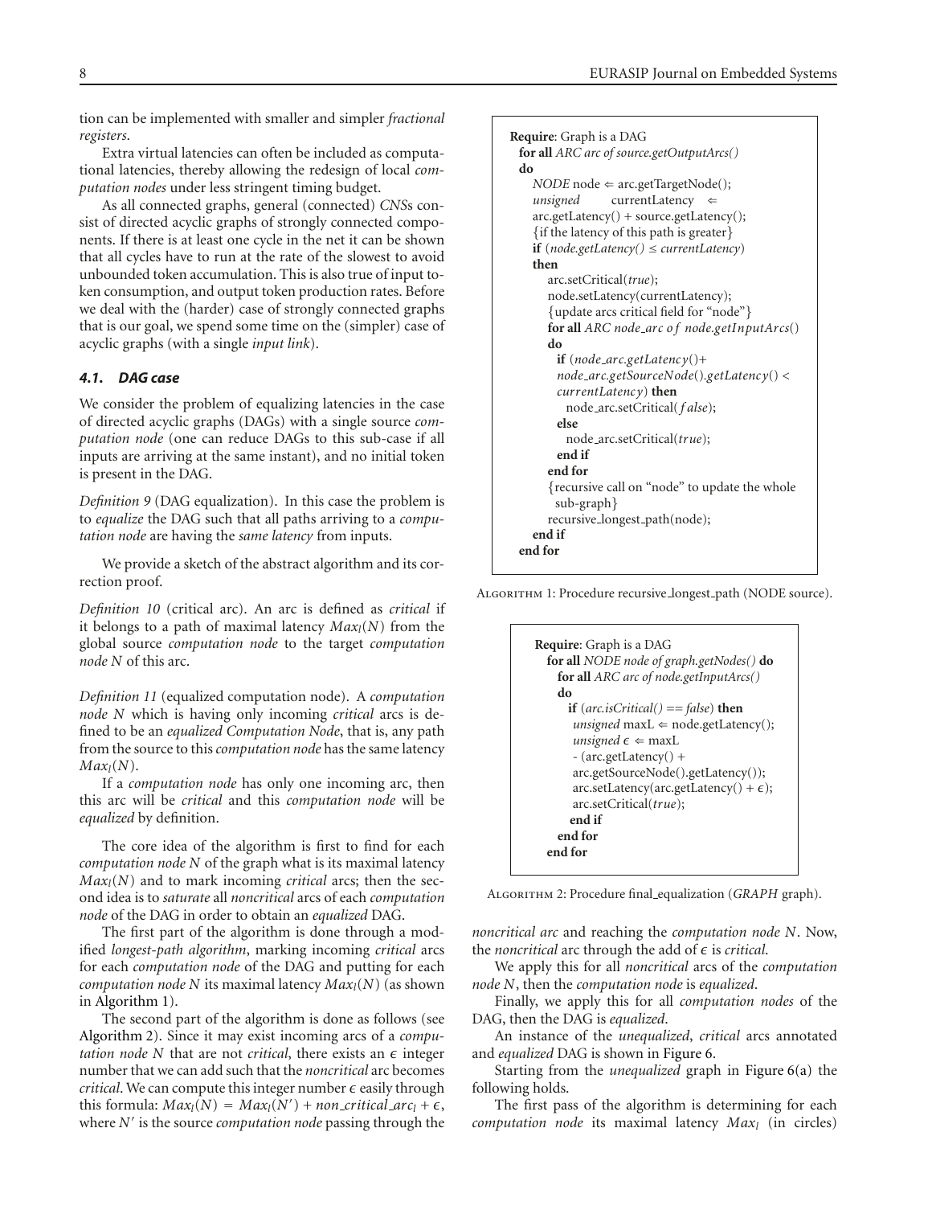tion can be implemented with smaller and simpler *fractional registers*.

Extra virtual latencies can often be included as computational latencies, thereby allowing the redesign of local *computation nodes* under less stringent timing budget.

As all connected graphs, general (connected) *CNS*s consist of directed acyclic graphs of strongly connected components. If there is at least one cycle in the net it can be shown that all cycles have to run at the rate of the slowest to avoid unbounded token accumulation. This is also true of input token consumption, and output token production rates. Before we deal with the (harder) case of strongly connected graphs that is our goal, we spend some time on the (simpler) case of acyclic graphs (with a single *input link*).

### *4.1. DAG case*

We consider the problem of equalizing latencies in the case of directed acyclic graphs (DAGs) with a single source *computation node* (one can reduce DAGs to this sub-case if all inputs are arriving at the same instant), and no initial token is present in the DAG.

*Definition 9* (DAG equalization). In this case the problem is to *equalize* the DAG such that all paths arriving to a *computation node* are having the *same latency* from inputs.

We provide a sketch of the abstract algorithm and its correction proof.

*Definition 10* (critical arc). An arc is defined as *critical* if it belongs to a path of maximal latency $Max_l(N)$ from the global source *computation node* to the target *computation node N* of this arc.

*Definition 11* (equalized computation node). A *computation node N* which is having only incoming *critical* arcs is defined to be an *equalized Computation Node*, that is, any path from the source to this *computation node* has the same latency $Max_l(N)$.

If a *computation node* has only one incoming arc, then this arc will be *critical* and this *computation node* will be *equalized* by definition.

The core idea of the algorithm is first to find for each *computation node N* of the graph what is its maximal latency $Max_l(N)$ and to mark incoming *critical* arcs; then the second idea is to *saturate* all *noncritical* arcs of each *computation node* of the DAG in order to obtain an *equalized* DAG.

The first part of the algorithm is done through a modified *longest-path algorithm*, marking incoming *critical* arcs for each *computation node* of the DAG and putting for each *computation node N* its maximal latency $Max_l(N)$ (as shown in Algorithm 1).

The second part of the algorithm is done as follows (see Algorithm 2). Since it may exist incoming arcs of a *computation node N* that are not *critical*, there exists an $\epsilon$ integer number that we can add such that the *noncritical* arc becomes *critical*. We can compute this integer number $\epsilon$ easily through this formula: $Max_l(N) = Max_l(N') + non\_critical\_arc_l + \epsilon$, where $N'$ is the source *computation node* passing through the *noncritical arc* and reaching the *computation node N*. Now, the *noncritical* arc through the add of $\epsilon$ is *critical*.

We apply this for all *noncritical* arcs of the *computation node N*, then the *computation node* is *equalized*.

Finally, we apply this for all *computation nodes* of the DAG, then the DAG is *equalized*.

An instance of the *unequalized*, *critical* arcs annotated and *equalized* DAG is shown in Figure 6.

Starting from the *unequalized* graph in Figure 6(a) the following holds.

The first pass of the algorithm is determining for each *computation node* its maximal latency $Max_l$ (in circles)

```
Require: Graph is a DAG
for all ARC arc of source.getOutputArcs()
do
    NODE node ⇐ arc.getTargetNode();
    unsigned currentLatency ⇐
    arc.getLatency() + source.getLatency();
    {if the latency of this path is greater}
    if (node.getLatency() ≤ currentLatency)
    then
        arc.setCritical(true);
        node.setLatency(currentLatency);
        {update arcs critical field for "node"}
        for all ARC node_arc of node.getInputArcs()
        do
            if (node_arc.getLatency()+
            node_arc.getSourceNode().getLatency() <
            currentLatency) then
                node_arc.setCritical(false);
            else
                node_arc.setCritical(true);
            end if
        end for
        {recursive call on "node" to update the whole
         sub-graph}
        recursive_longest_path(node);
    end if
end for
```

Algorithm 1: Procedure recursive_longest_path (NODE source).

```
Require: Graph is a DAG
for all NODE node of graph.getNodes() do
    for all ARC arc of node.getInputArcs()
    do
        if (arc.isCritical() == false) then
            unsigned maxL ⇐ node.getLatency();
            unsigned ϵ ⇐ maxL
            - (arc.getLatency() +
            arc.getSourceNode().getLatency());
            arc.setLatency(arc.getLatency() + ϵ);
            arc.setCritical(true);
        end if
    end for
end for
```

Algorithm 2: Procedure final_equalization (*GRAPH* graph).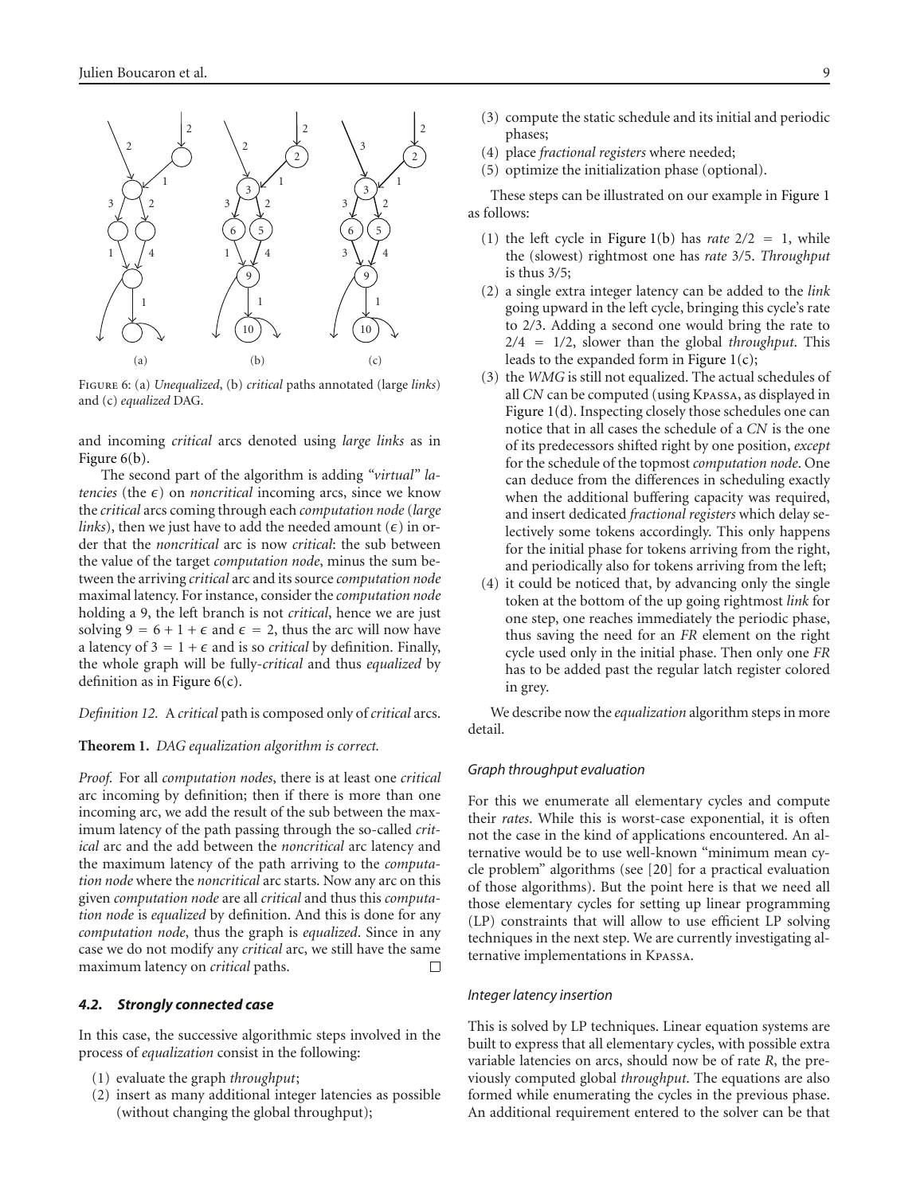Figure 6: (a) *Unequalized*, (b) *critical* paths annotated (large *links*) and (c) *equalized* DAG.

and incoming *critical* arcs denoted using *large links* as in Figure 6(b).

The second part of the algorithm is adding *"virtual" latencies* (the $\epsilon$) on *noncritical* incoming arcs, since we know the *critical* arcs coming through each *computation node* (*large links*), then we just have to add the needed amount ($\epsilon$) in order that the *noncritical* arc is now *critical*: the sub between the value of the target *computation node*, minus the sum between the arriving *critical* arc and its source *computation node* maximal latency. For instance, consider the *computation node* holding a 9, the left branch is not *critical*, hence we are just solving $9 = 6 + 1 + \epsilon$ and $\epsilon = 2$, thus the arc will now have a latency of $3 = 1 + \epsilon$ and is so *critical* by definition. Finally, the whole graph will be fully-*critical* and thus *equalized* by definition as in Figure 6(c).

*Definition 12.* A *critical* path is composed only of *critical* arcs.

**Theorem 1.** *DAG equalization algorithm is correct.*

*Proof.* For all *computation nodes*, there is at least one *critical* arc incoming by definition; then if there is more than one incoming arc, we add the result of the sub between the maximum latency of the path passing through the so-called *critical* arc and the add between the *noncritical* arc latency and the maximum latency of the path arriving to the *computation node* where the *noncritical* arc starts. Now any arc on this given *computation node* are all *critical* and thus this *computation node* is *equalized* by definition. And this is done for any *computation node*, thus the graph is *equalized*. Since in any case we do not modify any *critical* arc, we still have the same maximum latency on *critical* paths. □

### 4.2. Strongly connected case

In this case, the successive algorithmic steps involved in the process of *equalization* consist in the following:

(1) evaluate the graph *throughput*;
(2) insert as many additional integer latencies as possible (without changing the global throughput);
(3) compute the static schedule and its initial and periodic phases;
(4) place *fractional registers* where needed;
(5) optimize the initialization phase (optional).

These steps can be illustrated on our example in Figure 1 as follows:

(1) the left cycle in Figure 1(b) has *rate* $2/2 = 1$, while the (slowest) rightmost one has *rate* $3/5$. *Throughput* is thus $3/5$;
(2) a single extra integer latency can be added to the *link* going upward in the left cycle, bringing this cycle's rate to $2/3$. Adding a second one would bring the rate to $2/4 = 1/2$, slower than the global *throughput*. This leads to the expanded form in Figure 1(c);
(3) the *WMG* is still not equalized. The actual schedules of all *CN* can be computed (using Kpassa, as displayed in Figure 1(d). Inspecting closely those schedules one can notice that in all cases the schedule of a *CN* is the one of its predecessors shifted right by one position, *except* for the schedule of the topmost *computation node*. One can deduce from the differences in scheduling exactly when the additional buffering capacity was required, and insert dedicated *fractional registers* which delay selectively some tokens accordingly. This only happens for the initial phase for tokens arriving from the right, and periodically also for tokens arriving from the left;
(4) it could be noticed that, by advancing only the single token at the bottom of the up going rightmost *link* for one step, one reaches immediately the periodic phase, thus saving the need for an *FR* element on the right cycle used only in the initial phase. Then only one *FR* has to be added past the regular latch register colored in grey.

We describe now the *equalization* algorithm steps in more detail.

#### Graph throughput evaluation

For this we enumerate all elementary cycles and compute their *rates*. While this is worst-case exponential, it is often not the case in the kind of applications encountered. An alternative would be to use well-known "minimum mean cycle problem" algorithms (see [20] for a practical evaluation of those algorithms). But the point here is that we need all those elementary cycles for setting up linear programming (LP) constraints that will allow to use efficient LP solving techniques in the next step. We are currently investigating alternative implementations in Kpassa.

#### Integer latency insertion

This is solved by LP techniques. Linear equation systems are built to express that all elementary cycles, with possible extra variable latencies on arcs, should now be of rate *R*, the previously computed global *throughput*. The equations are also formed while enumerating the cycles in the previous phase. An additional requirement entered to the solver can be that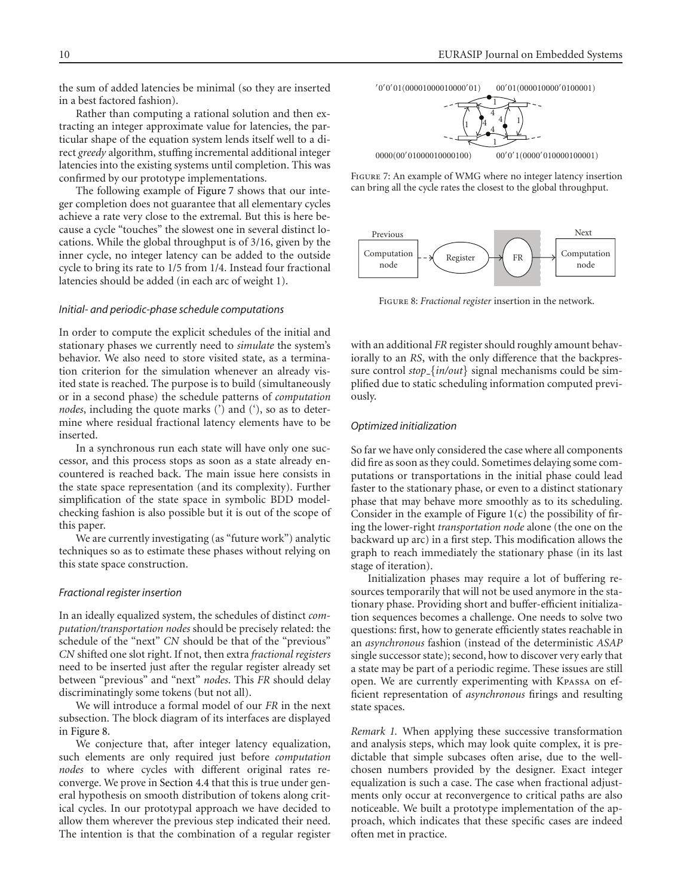the sum of added latencies be minimal (so they are inserted in a best factored fashion).

Rather than computing a rational solution and then extracting an integer approximate value for latencies, the particular shape of the equation system lends itself well to a direct *greedy* algorithm, stuffing incremental additional integer latencies into the existing systems until completion. This was confirmed by our prototype implementations.

The following example of Figure 7 shows that our integer completion does not guarantee that all elementary cycles achieve a rate very close to the extremal. But this is here because a cycle "touches" the slowest one in several distinct locations. While the global throughput is of 3/16, given by the inner cycle, no integer latency can be added to the outside cycle to bring its rate to 1/5 from 1/4. Instead four fractional latencies should be added (in each arc of weight 1).

'0'0'01(00001000010000'01)

00'01(000010000'0100001)

0000(00'01000010000100)

00'0'1(0000'010000100001)

Figure 7: An example of WMG where no integer latency insertion can bring all the cycle rates the closest to the global throughput.

Previous

Computation node

Register

FR

Next

Computation node

Figure 8: *Fractional register* insertion in the network.

### *Initial- and periodic-phase schedule computations*

In order to compute the explicit schedules of the initial and stationary phases we currently need to *simulate* the system's behavior. We also need to store visited state, as a termination criterion for the simulation whenever an already visited state is reached. The purpose is to build (simultaneously or in a second phase) the schedule patterns of *computation nodes*, including the quote marks (') and (`), so as to determine where residual fractional latency elements have to be inserted.

In a synchronous run each state will have only one successor, and this process stops as soon as a state already encountered is reached back. The main issue here consists in the state space representation (and its complexity). Further simplification of the state space in symbolic BDD model-checking fashion is also possible but it is out of the scope of this paper.

We are currently investigating (as "future work") analytic techniques so as to estimate these phases without relying on this state space construction.

### *Fractional register insertion*

In an ideally equalized system, the schedules of distinct *computation/transportation nodes* should be precisely related: the schedule of the "next" *CN* should be that of the "previous" *CN* shifted one slot right. If not, then extra *fractional registers* need to be inserted just after the regular register already set between "previous" and "next" *nodes*. This *FR* should delay discriminatingly some tokens (but not all).

We will introduce a formal model of our *FR* in the next subsection. The block diagram of its interfaces are displayed in Figure 8.

We conjecture that, after integer latency equalization, such elements are only required just before *computation nodes* to where cycles with different original rates reconverge. We prove in Section 4.4 that this is true under general hypothesis on smooth distribution of tokens along critical cycles. In our prototypal approach we have decided to allow them wherever the previous step indicated their need. The intention is that the combination of a regular register with an additional *FR* register should roughly amount behaviorally to an *RS*, with the only difference that the backpressure control *stop*_{*in/out*} signal mechanisms could be simplified due to static scheduling information computed previously.

### *Optimized initialization*

So far we have only considered the case where all components did fire as soon as they could. Sometimes delaying some computations or transportations in the initial phase could lead faster to the stationary phase, or even to a distinct stationary phase that may behave more smoothly as to its scheduling. Consider in the example of Figure 1(c) the possibility of firing the lower-right *transportation node* alone (the one on the backward up arc) in a first step. This modification allows the graph to reach immediately the stationary phase (in its last stage of iteration).

Initialization phases may require a lot of buffering resources temporarily that will not be used anymore in the stationary phase. Providing short and buffer-efficient initialization sequences becomes a challenge. One needs to solve two questions: first, how to generate efficiently states reachable in an *asynchronous* fashion (instead of the deterministic *ASAP* single successor state); second, how to discover very early that a state may be part of a periodic regime. These issues are still open. We are currently experimenting with Kpassa on efficient representation of *asynchronous* firings and resulting state spaces.

*Remark 1.* When applying these successive transformation and analysis steps, which may look quite complex, it is predictable that simple subcases often arise, due to the well-chosen numbers provided by the designer. Exact integer equalization is such a case. The case when fractional adjustments only occur at reconvergence to critical paths are also noticeable. We built a prototype implementation of the approach, which indicates that these specific cases are indeed often met in practice.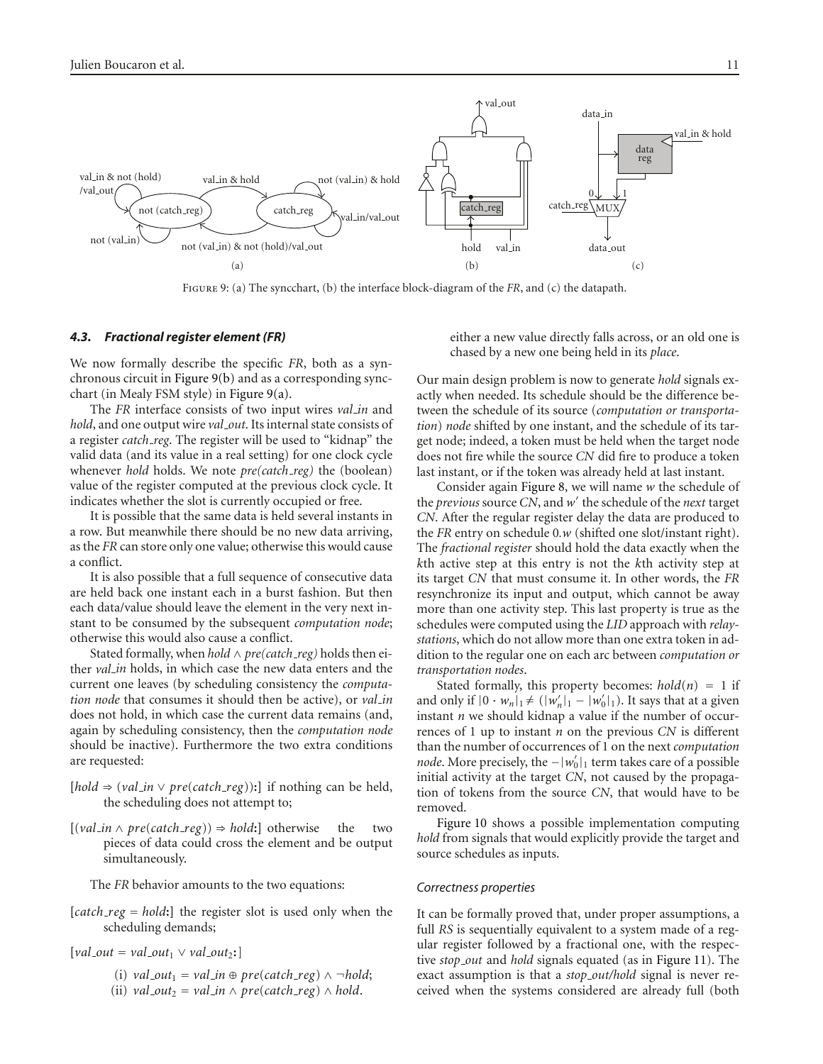FIGURE 9: (a) The syncchart, (b) the interface block-diagram of the *FR*, and (c) the datapath.

### 4.3. Fractional register element (FR)

We now formally describe the specific *FR*, both as a synchronous circuit in Figure 9(b) and as a corresponding syncchart (in Mealy FSM style) in Figure 9(a).

The *FR* interface consists of two input wires *val_in* and *hold*, and one output wire *val_out*. Its internal state consists of a register *catch_reg*. The register will be used to "kidnap" the valid data (and its value in a real setting) for one clock cycle whenever *hold* holds. We note *pre(catch_reg)* the (boolean) value of the register computed at the previous clock cycle. It indicates whether the slot is currently occupied or free.

It is possible that the same data is held several instants in a row. But meanwhile there should be no new data arriving, as the *FR* can store only one value; otherwise this would cause a conflict.

It is also possible that a full sequence of consecutive data are held back one instant each in a burst fashion. But then each data/value should leave the element in the very next instant to be consumed by the subsequent *computation node*; otherwise this would also cause a conflict.

Stated formally, when $hold \wedge pre(catch\_reg)$ holds then either *val_in* holds, in which case the new data enters and the current one leaves (by scheduling consistency the *computation node* that consumes it should then be active), or *val_in* does not hold, in which case the current data remains (and, again by scheduling consistency, then the *computation node* should be inactive). Furthermore the two extra conditions are requested:

[$hold \Rightarrow (val\_in \vee pre(catch\_reg))$:] if nothing can be held, the scheduling does not attempt to;

[$(val\_in \wedge pre(catch\_reg)) \Rightarrow hold$:] otherwise the two pieces of data could cross the element and be output simultaneously.

The *FR* behavior amounts to the two equations:

[$catch\_reg = hold$:] the register slot is used only when the scheduling demands;

[$val\_out = val\_out_1 \vee val\_out_2$:]

(i) $val\_out_1 = val\_in \oplus pre(catch\_reg) \wedge \neg hold$;

(ii) $val\_out_2 = val\_in \wedge pre(catch\_reg) \wedge hold$.

either a new value directly falls across, or an old one is chased by a new one being held in its *place*.

Our main design problem is now to generate *hold* signals exactly when needed. Its schedule should be the difference between the schedule of its source (*computation or transportation*) *node* shifted by one instant, and the schedule of its target node; indeed, a token must be held when the target node does not fire while the source *CN* did fire to produce a token last instant, or if the token was already held at last instant.

Consider again Figure 8, we will name $w$ the schedule of the *previous* source *CN*, and $w'$ the schedule of the *next* target *CN*. After the regular register delay the data are produced to the *FR* entry on schedule $0.w$ (shifted one slot/instant right). The *fractional register* should hold the data exactly when the $k$th active step at this entry is not the $k$th activity step at its target *CN* that must consume it. In other words, the *FR* resynchronize its input and output, which cannot be away more than one activity step. This last property is true as the schedules were computed using the *LID* approach with *relay-stations*, which do not allow more than one extra token in addition to the regular one on each arc between *computation or transportation nodes*.

Stated formally, this property becomes: $hold(n) = 1$ if and only if $|0 \cdot w_n|_1 \neq (|w'_n|_1 - |w'_0|_1)$. It says that at a given instant $n$ we should kidnap a value if the number of occurrences of 1 up to instant $n$ on the previous *CN* is different than the number of occurrences of 1 on the next *computation node*. More precisely, the $-|w'_0|_1$ term takes care of a possible initial activity at the target *CN*, not caused by the propagation of tokens from the source *CN*, that would have to be removed.

Figure 10 shows a possible implementation computing *hold* from signals that would explicitly provide the target and source schedules as inputs.

#### Correctness properties

It can be formally proved that, under proper assumptions, a full *RS* is sequentially equivalent to a system made of a regular register followed by a fractional one, with the respective *stop_out* and *hold* signals equated (as in Figure 11). The exact assumption is that a *stop_out/hold* signal is never received when the systems considered are already full (both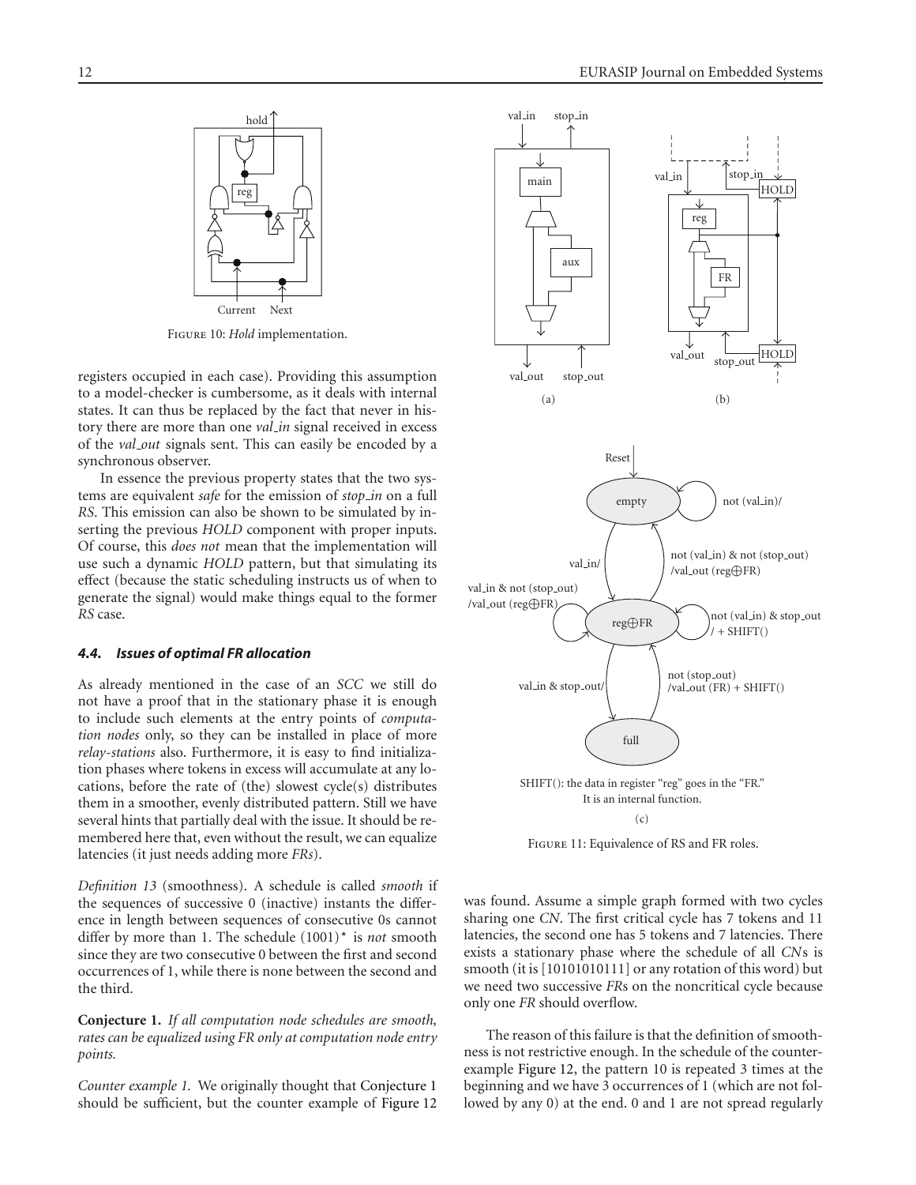Figure 10: *Hold* implementation.

registers occupied in each case). Providing this assumption to a model-checker is cumbersome, as it deals with internal states. It can thus be replaced by the fact that never in history there are more than one *val_in* signal received in excess of the *val_out* signals sent. This can easily be encoded by a synchronous observer.

In essence the previous property states that the two systems are equivalent *safe* for the emission of *stop_in* on a full *RS*. This emission can also be shown to be simulated by inserting the previous *HOLD* component with proper inputs. Of course, this *does not* mean that the implementation will use such a dynamic *HOLD* pattern, but that simulating its effect (because the static scheduling instructs us of when to generate the signal) would make things equal to the former *RS* case.

### 4.4. Issues of optimal FR allocation

As already mentioned in the case of an *SCC* we still do not have a proof that in the stationary phase it is enough to include such elements at the entry points of *computation nodes* only, so they can be installed in place of more *relay-stations* also. Furthermore, it is easy to find initialization phases where tokens in excess will accumulate at any locations, before the rate of (the) slowest cycle(s) distributes them in a smoother, evenly distributed pattern. Still we have several hints that partially deal with the issue. It should be remembered here that, even without the result, we can equalize latencies (it just needs adding more *FRs*).

*Definition 13* (smoothness). A schedule is called *smooth* if the sequences of successive 0 (inactive) instants the difference in length between sequences of consecutive 0s cannot differ by more than 1. The schedule $(1001)^*$ is *not* smooth since they are two consecutive 0 between the first and second occurrences of 1, while there is none between the second and the third.

**Conjecture 1.** *If all computation node schedules are smooth, rates can be equalized using FR only at computation node entry points.*

*Counter example 1.* We originally thought that Conjecture 1 should be sufficient, but the counter example of Figure 12 was found. Assume a simple graph formed with two cycles sharing one *CN*. The first critical cycle has 7 tokens and 11 latencies, the second one has 5 tokens and 7 latencies. There exists a stationary phase where the schedule of all *CN*s is smooth (it is [10101010111] or any rotation of this word) but we need two successive *FR*s on the noncritical cycle because only one *FR* should overflow.

The reason of this failure is that the definition of smoothness is not restrictive enough. In the schedule of the counterexample Figure 12, the pattern 10 is repeated 3 times at the beginning and we have 3 occurrences of 1 (which are not followed by any 0) at the end. 0 and 1 are not spread regularly

SHIFT(): the data in register "reg" goes in the "FR." It is an internal function.

Figure 11: Equivalence of RS and FR roles.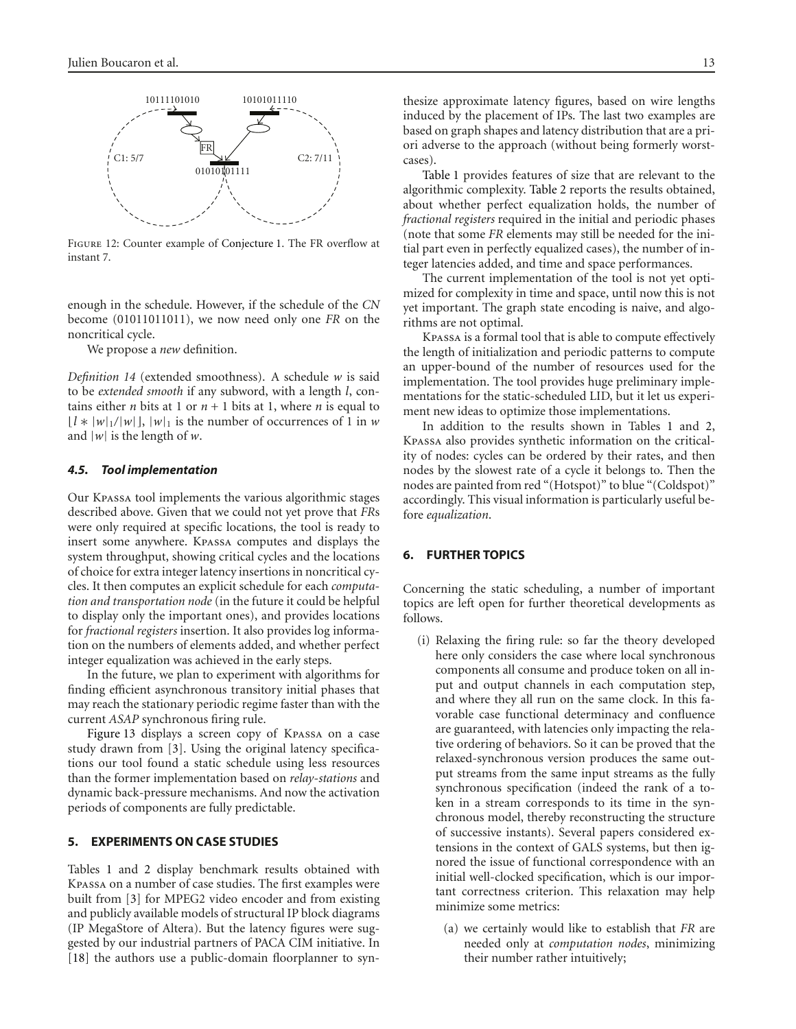FIGURE 12: Counter example of Conjecture 1. The FR overflow at instant 7.

enough in the schedule. However, if the schedule of the *CN* become (01011011011), we now need only one *FR* on the noncritical cycle.

We propose a *new* definition.

*Definition 14* (extended smoothness). A schedule $w$ is said to be *extended smooth* if any subword, with a length $l$, contains either $n$ bits at 1 or $n+1$ bits at 1, where $n$ is equal to $\lfloor l * |w|_1/|w| \rfloor$, $|w|_1$ is the number of occurrences of 1 in $w$ and $|w|$ is the length of $w$.

#### *4.5. Tool implementation*

Our Kpassa tool implements the various algorithmic stages described above. Given that we could not yet prove that *FR*s were only required at specific locations, the tool is ready to insert some anywhere. Kpassa computes and displays the system throughput, showing critical cycles and the locations of choice for extra integer latency insertions in noncritical cycles. It then computes an explicit schedule for each *computation and transportation node* (in the future it could be helpful to display only the important ones), and provides locations for *fractional registers* insertion. It also provides log information on the numbers of elements added, and whether perfect integer equalization was achieved in the early steps.

In the future, we plan to experiment with algorithms for finding efficient asynchronous transitory initial phases that may reach the stationary periodic regime faster than with the current *ASAP* synchronous firing rule.

Figure 13 displays a screen copy of Kpassa on a case study drawn from [3]. Using the original latency specifications our tool found a static schedule using less resources than the former implementation based on *relay-stations* and dynamic back-pressure mechanisms. And now the activation periods of components are fully predictable.

## 5. EXPERIMENTS ON CASE STUDIES

Tables 1 and 2 display benchmark results obtained with Kpassa on a number of case studies. The first examples were built from [3] for MPEG2 video encoder and from existing and publicly available models of structural IP block diagrams (IP MegaStore of Altera). But the latency figures were suggested by our industrial partners of PACA CIM initiative. In [18] the authors use a public-domain floorplanner to synthesize approximate latency figures, based on wire lengths induced by the placement of IPs. The last two examples are based on graph shapes and latency distribution that are a priori adverse to the approach (without being formerly worst-cases).

Table 1 provides features of size that are relevant to the algorithmic complexity. Table 2 reports the results obtained, about whether perfect equalization holds, the number of *fractional registers* required in the initial and periodic phases (note that some *FR* elements may still be needed for the initial part even in perfectly equalized cases), the number of integer latencies added, and time and space performances.

The current implementation of the tool is not yet optimized for complexity in time and space, until now this is not yet important. The graph state encoding is naive, and algorithms are not optimal.

Kpassa is a formal tool that is able to compute effectively the length of initialization and periodic patterns to compute an upper-bound of the number of resources used for the implementation. The tool provides huge preliminary implementations for the static-scheduled LID, but it let us experiment new ideas to optimize those implementations.

In addition to the results shown in Tables 1 and 2, Kpassa also provides synthetic information on the criticality of nodes: cycles can be ordered by their rates, and then nodes by the slowest rate of a cycle it belongs to. Then the nodes are painted from red "(Hotspot)" to blue "(Coldspot)" accordingly. This visual information is particularly useful before *equalization*.

## 6. FURTHER TOPICS

Concerning the static scheduling, a number of important topics are left open for further theoretical developments as follows.

(i) Relaxing the firing rule: so far the theory developed here only considers the case where local synchronous components all consume and produce token on all input and output channels in each computation step, and where they all run on the same clock. In this favorable case functional determinacy and confluence are guaranteed, with latencies only impacting the relative ordering of behaviors. So it can be proved that the relaxed-synchronous version produces the same output streams from the same input streams as the fully synchronous specification (indeed the rank of a token in a stream corresponds to its time in the synchronous model, thereby reconstructing the structure of successive instants). Several papers considered extensions in the context of GALS systems, but then ignored the issue of functional correspondence with an initial well-clocked specification, which is our important correctness criterion. This relaxation may help minimize some metrics:

  (a) we certainly would like to establish that *FR* are needed only at *computation nodes*, minimizing their number rather intuitively;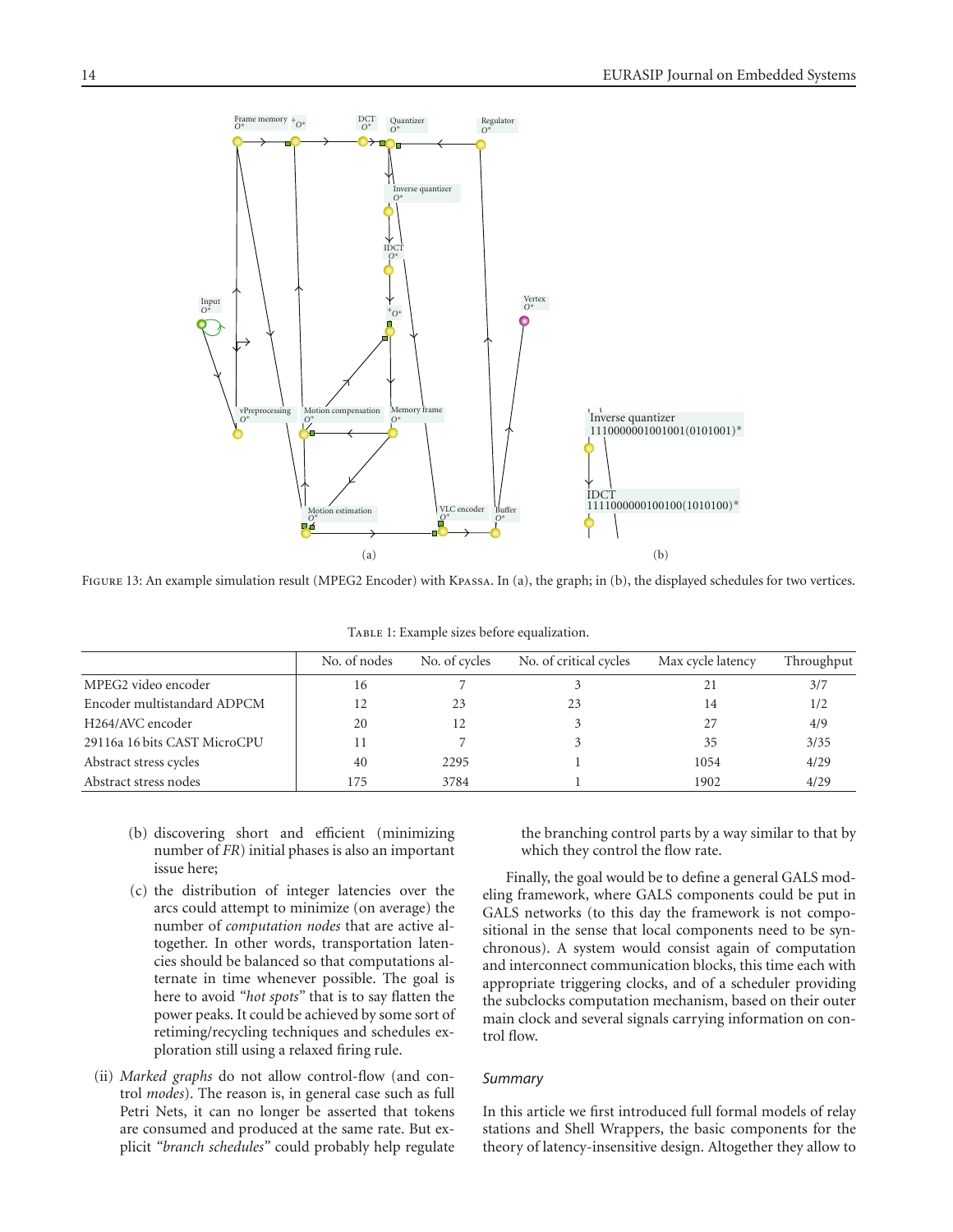Figure 13: An example simulation result (MPEG2 Encoder) with Kpassa. In (a), the graph; in (b), the displayed schedules for two vertices.

Table 1: Example sizes before equalization.

| | No. of nodes | No. of cycles | No. of critical cycles | Max cycle latency | Throughput |
|---|---|---|---|---|---|
| MPEG2 video encoder | 16 | 7 | 3 | 21 | 3/7 |
| Encoder multistandard ADPCM | 12 | 23 | 23 | 14 | 1/2 |
| H264/AVC encoder | 20 | 12 | 3 | 27 | 4/9 |
| 29116a 16 bits CAST MicroCPU | 11 | 7 | 3 | 35 | 3/35 |
| Abstract stress cycles | 40 | 2295 | 1 | 1054 | 4/29 |
| Abstract stress nodes | 175 | 3784 | 1 | 1902 | 4/29 |

(b) discovering short and efficient (minimizing number of *FR*) initial phases is also an important issue here;

(c) the distribution of integer latencies over the arcs could attempt to minimize (on average) the number of *computation nodes* that are active altogether. In other words, transportation latencies should be balanced so that computations alternate in time whenever possible. The goal is here to avoid *"hot spots"* that is to say flatten the power peaks. It could be achieved by some sort of retiming/recycling techniques and schedules exploration still using a relaxed firing rule.

(ii) *Marked graphs* do not allow control-flow (and control *modes*). The reason is, in general case such as full Petri Nets, it can no longer be asserted that tokens are consumed and produced at the same rate. But explicit "*branch schedules*" could probably help regulate the branching control parts by a way similar to that by which they control the flow rate.

Finally, the goal would be to define a general GALS modeling framework, where GALS components could be put in GALS networks (to this day the framework is not compositional in the sense that local components need to be synchronous). A system would consist again of computation and interconnect communication blocks, this time each with appropriate triggering clocks, and of a scheduler providing the subclocks computation mechanism, based on their outer main clock and several signals carrying information on control flow.

### Summary

In this article we first introduced full formal models of relay stations and Shell Wrappers, the basic components for the theory of latency-insensitive design. Altogether they allow to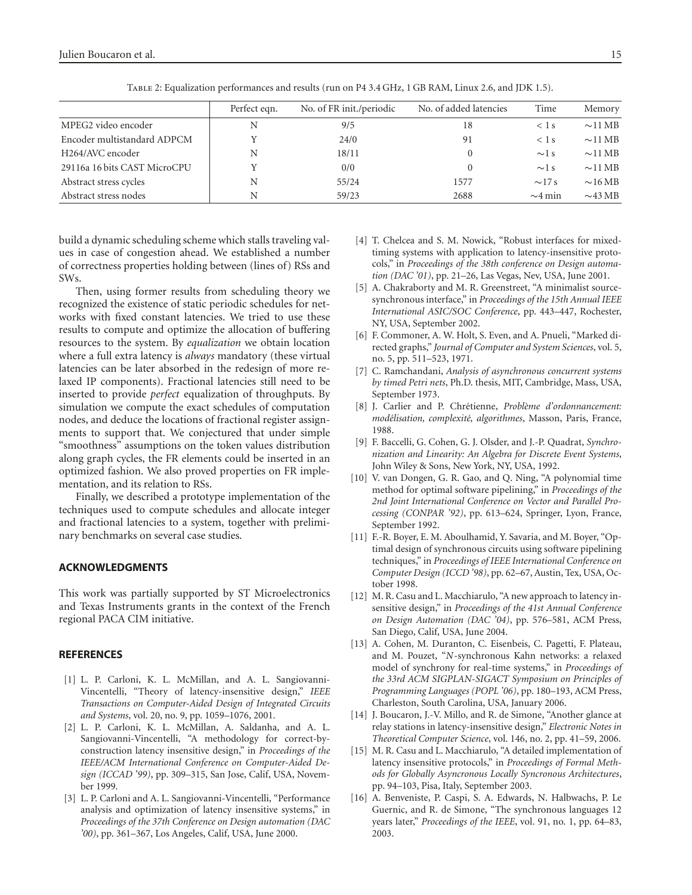Table 2: Equalization performances and results (run on P4 3.4 GHz, 1 GB RAM, Linux 2.6, and JDK 1.5).

| | Perfect eqn. | No. of FR init./periodic | No. of added latencies | Time | Memory |
|---|---|---|---|---|---|
| MPEG2 video encoder | N | 9/5 | 18 | < 1 s | ∼11 MB |
| Encoder multistandard ADPCM | Y | 24/0 | 91 | < 1 s | ∼11 MB |
| H264/AVC encoder | N | 18/11 | 0 | ∼1 s | ∼11 MB |
| 29116a 16 bits CAST MicroCPU | Y | 0/0 | 0 | ∼1 s | ∼11 MB |
| Abstract stress cycles | N | 55/24 | 1577 | ∼17 s | ∼16 MB |
| Abstract stress nodes | N | 59/23 | 2688 | ∼4 min | ∼43 MB |

build a dynamic scheduling scheme which stalls traveling values in case of congestion ahead. We established a number of correctness properties holding between (lines of) RSs and SWs.

Then, using former results from scheduling theory we recognized the existence of static periodic schedules for networks with fixed constant latencies. We tried to use these results to compute and optimize the allocation of buffering resources to the system. By *equalization* we obtain location where a full extra latency is *always* mandatory (these virtual latencies can be later absorbed in the redesign of more relaxed IP components). Fractional latencies still need to be inserted to provide *perfect* equalization of throughputs. By simulation we compute the exact schedules of computation nodes, and deduce the locations of fractional register assignments to support that. We conjectured that under simple "smoothness" assumptions on the token values distribution along graph cycles, the FR elements could be inserted in an optimized fashion. We also proved properties on FR implementation, and its relation to RSs.

Finally, we described a prototype implementation of the techniques used to compute schedules and allocate integer and fractional latencies to a system, together with preliminary benchmarks on several case studies.

## ACKNOWLEDGMENTS

This work was partially supported by ST Microelectronics and Texas Instruments grants in the context of the French regional PACA CIM initiative.

## REFERENCES

[1] L. P. Carloni, K. L. McMillan, and A. L. Sangiovanni-Vincentelli, "Theory of latency-insensitive design," *IEEE Transactions on Computer-Aided Design of Integrated Circuits and Systems*, vol. 20, no. 9, pp. 1059–1076, 2001.

[2] L. P. Carloni, K. L. McMillan, A. Saldanha, and A. L. Sangiovanni-Vincentelli, "A methodology for correct-by-construction latency insensitive design," in *Proceedings of the IEEE/ACM International Conference on Computer-Aided Design (ICCAD '99)*, pp. 309–315, San Jose, Calif, USA, November 1999.

[3] L. P. Carloni and A. L. Sangiovanni-Vincentelli, "Performance analysis and optimization of latency insensitive systems," in *Proceedings of the 37th Conference on Design automation (DAC '00)*, pp. 361–367, Los Angeles, Calif, USA, June 2000.

[4] T. Chelcea and S. M. Nowick, "Robust interfaces for mixed-timing systems with application to latency-insensitive protocols," in *Proceedings of the 38th conference on Design automation (DAC '01)*, pp. 21–26, Las Vegas, Nev, USA, June 2001.

[5] A. Chakraborty and M. R. Greenstreet, "A minimalist source-synchronous interface," in *Proceedings of the 15th Annual IEEE International ASIC/SOC Conference*, pp. 443–447, Rochester, NY, USA, September 2002.

[6] F. Commoner, A. W. Holt, S. Even, and A. Pnueli, "Marked directed graphs," *Journal of Computer and System Sciences*, vol. 5, no. 5, pp. 511–523, 1971.

[7] C. Ramchandani, *Analysis of asynchronous concurrent systems by timed Petri nets*, Ph.D. thesis, MIT, Cambridge, Mass, USA, September 1973.

[8] J. Carlier and P. Chrétienne, *Problème d'ordonnancement: modélisation, complexité, algorithmes*, Masson, Paris, France, 1988.

[9] F. Baccelli, G. Cohen, G. J. Olsder, and J.-P. Quadrat, *Synchronization and Linearity: An Algebra for Discrete Event Systems*, John Wiley & Sons, New York, NY, USA, 1992.

[10] V. van Dongen, G. R. Gao, and Q. Ning, "A polynomial time method for optimal software pipelining," in *Proceedings of the 2nd Joint International Conference on Vector and Parallel Processing (CONPAR '92)*, pp. 613–624, Springer, Lyon, France, September 1992.

[11] F.-R. Boyer, E. M. Aboulhamid, Y. Savaria, and M. Boyer, "Optimal design of synchronous circuits using software pipelining techniques," in *Proceedings of IEEE International Conference on Computer Design (ICCD '98)*, pp. 62–67, Austin, Tex, USA, October 1998.

[12] M. R. Casu and L. Macchiarulo, "A new approach to latency insensitive design," in *Proceedings of the 41st Annual Conference on Design Automation (DAC '04)*, pp. 576–581, ACM Press, San Diego, Calif, USA, June 2004.

[13] A. Cohen, M. Duranton, C. Eisenbeis, C. Pagetti, F. Plateau, and M. Pouzet, "*N*-synchronous Kahn networks: a relaxed model of synchrony for real-time systems," in *Proceedings of the 33rd ACM SIGPLAN-SIGACT Symposium on Principles of Programming Languages (POPL '06)*, pp. 180–193, ACM Press, Charleston, South Carolina, USA, January 2006.

[14] J. Boucaron, J.-V. Millo, and R. de Simone, "Another glance at relay stations in latency-insensitive design," *Electronic Notes in Theoretical Computer Science*, vol. 146, no. 2, pp. 41–59, 2006.

[15] M. R. Casu and L. Macchiarulo, "A detailed implementation of latency insensitive protocols," in *Proceedings of Formal Methods for Globally Asyncronous Locally Syncronous Architectures*, pp. 94–103, Pisa, Italy, September 2003.

[16] A. Benveniste, P. Caspi, S. A. Edwards, N. Halbwachs, P. Le Guernic, and R. de Simone, "The synchronous languages 12 years later," *Proceedings of the IEEE*, vol. 91, no. 1, pp. 64–83, 2003.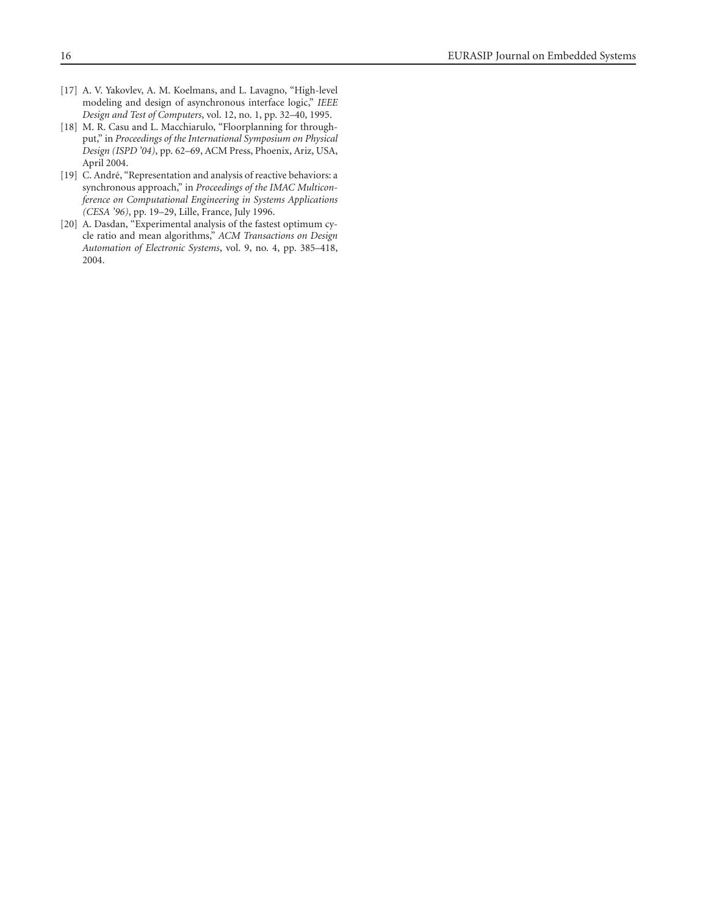[17] A. V. Yakovlev, A. M. Koelmans, and L. Lavagno, "High-level modeling and design of asynchronous interface logic," *IEEE Design and Test of Computers*, vol. 12, no. 1, pp. 32–40, 1995.

[18] M. R. Casu and L. Macchiarulo, "Floorplanning for throughput," in *Proceedings of the International Symposium on Physical Design (ISPD '04)*, pp. 62–69, ACM Press, Phoenix, Ariz, USA, April 2004.

[19] C. André, "Representation and analysis of reactive behaviors: a synchronous approach," in *Proceedings of the IMAC Multiconference on Computational Engineering in Systems Applications (CESA '96)*, pp. 19–29, Lille, France, July 1996.

[20] A. Dasdan, "Experimental analysis of the fastest optimum cycle ratio and mean algorithms," *ACM Transactions on Design Automation of Electronic Systems*, vol. 9, no. 4, pp. 385–418, 2004.